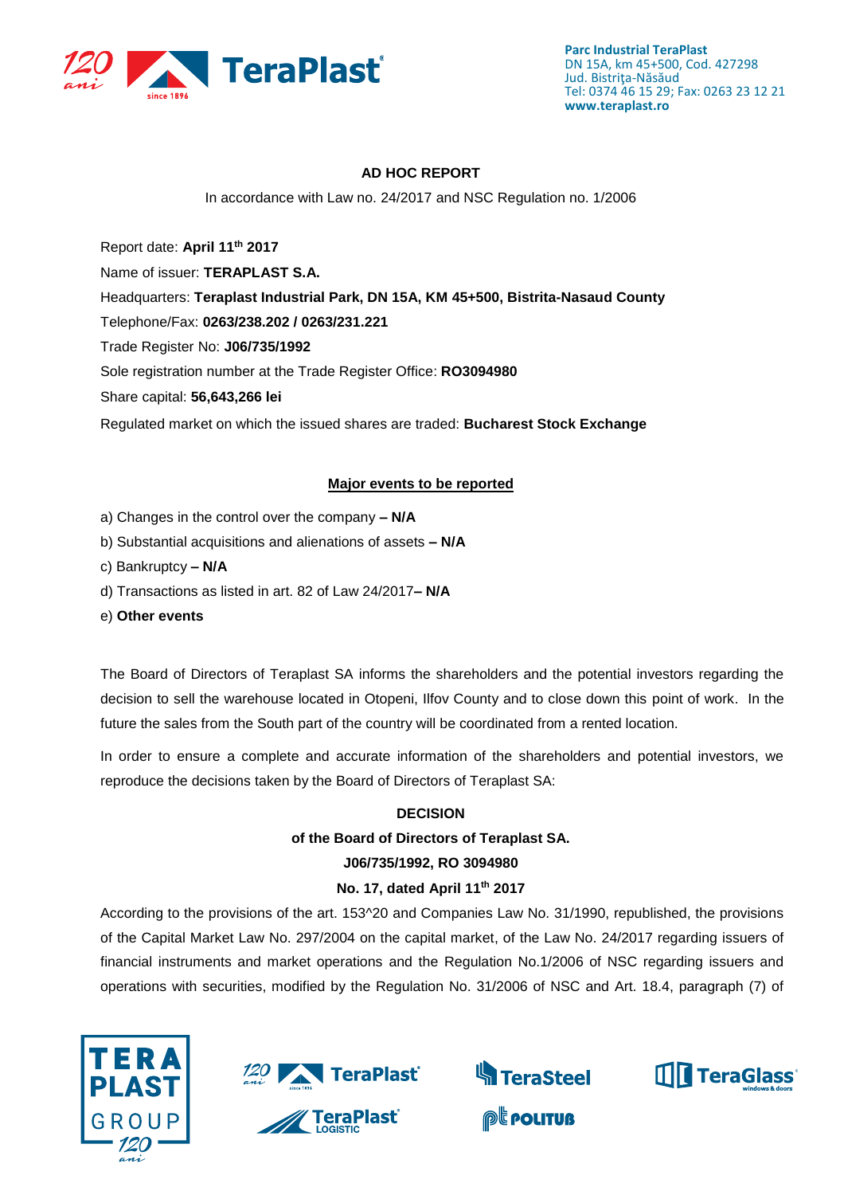## AD HOC REPORT

In accordance with Law no. 24/2017 and NSC Regulation no. 1/2006

Report date: **April 11th 2017**

Name of issuer: **TERAPLAST S.A.**

Headquarters: **Teraplast Industrial Park, DN 15A, KM 45+500, Bistrita-Nasaud County**

Telephone/Fax: **0263/238.202 / 0263/231.221**

Trade Register No: **J06/735/1992**

Sole registration number at the Trade Register Office: **RO3094980**

Share capital: **56,643,266 lei**

Regulated market on which the issued shares are traded: **Bucharest Stock Exchange**

### Major events to be reported

a) Changes in the control over the company **– N/A**

b) Substantial acquisitions and alienations of assets **– N/A**

c) Bankruptcy **– N/A**

d) Transactions as listed in art. 82 of Law 24/2017**– N/A**

e) **Other events**

The Board of Directors of Teraplast SA informs the shareholders and the potential investors regarding the decision to sell the warehouse located in Otopeni, Ilfov County and to close down this point of work. In the future the sales from the South part of the country will be coordinated from a rented location.

In order to ensure a complete and accurate information of the shareholders and potential investors, we reproduce the decisions taken by the Board of Directors of Teraplast SA:

**DECISION**

**of the Board of Directors of Teraplast SA.**

**J06/735/1992, RO 3094980**

**No. 17, dated April 11th 2017**

According to the provisions of the art. 153^20 and Companies Law No. 31/1990, republished, the provisions of the Capital Market Law No. 297/2004 on the capital market, of the Law No. 24/2017 regarding issuers of financial instruments and market operations and the Regulation No.1/2006 of NSC regarding issuers and operations with securities, modified by the Regulation No. 31/2006 of NSC and Art. 18.4, paragraph (7) of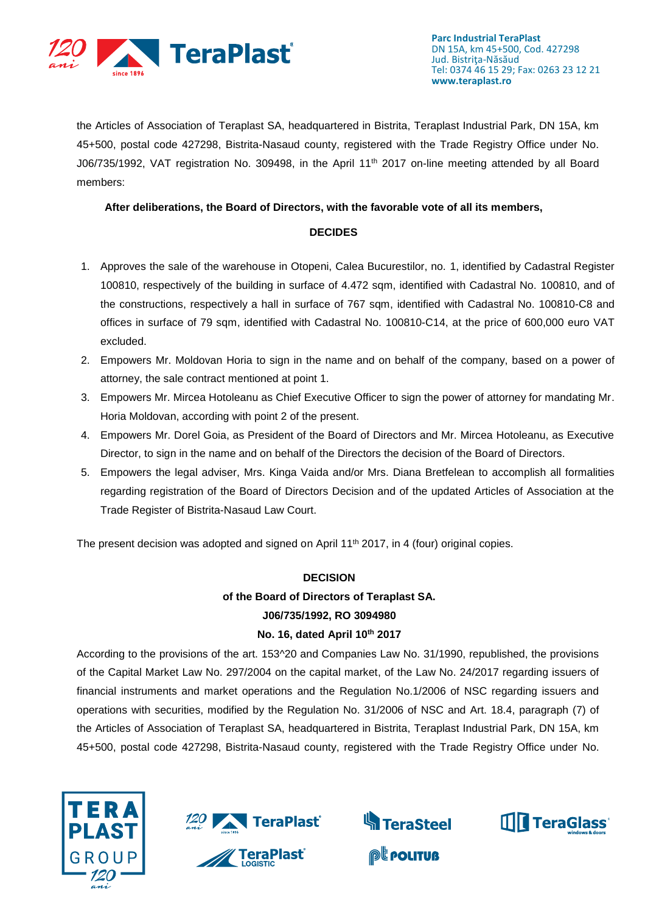the Articles of Association of Teraplast SA, headquartered in Bistrita, Teraplast Industrial Park, DN 15A, km 45+500, postal code 427298, Bistrita-Nasaud county, registered with the Trade Registry Office under No. J06/735/1992, VAT registration No. 309498, in the April 11th 2017 on-line meeting attended by all Board members:

**After deliberations, the Board of Directors, with the favorable vote of all its members,**

**DECIDES**

1. Approves the sale of the warehouse in Otopeni, Calea Bucurestilor, no. 1, identified by Cadastral Register 100810, respectively of the building in surface of 4.472 sqm, identified with Cadastral No. 100810, and of the constructions, respectively a hall in surface of 767 sqm, identified with Cadastral No. 100810-C8 and offices in surface of 79 sqm, identified with Cadastral No. 100810-C14, at the price of 600,000 euro VAT excluded.
2. Empowers Mr. Moldovan Horia to sign in the name and on behalf of the company, based on a power of attorney, the sale contract mentioned at point 1.
3. Empowers Mr. Mircea Hotoleanu as Chief Executive Officer to sign the power of attorney for mandating Mr. Horia Moldovan, according with point 2 of the present.
4. Empowers Mr. Dorel Goia, as President of the Board of Directors and Mr. Mircea Hotoleanu, as Executive Director, to sign in the name and on behalf of the Directors the decision of the Board of Directors.
5. Empowers the legal adviser, Mrs. Kinga Vaida and/or Mrs. Diana Bretfelean to accomplish all formalities regarding registration of the Board of Directors Decision and of the updated Articles of Association at the Trade Register of Bistrita-Nasaud Law Court.

The present decision was adopted and signed on April 11th 2017, in 4 (four) original copies.

**DECISION**

**of the Board of Directors of Teraplast SA.**

**J06/735/1992, RO 3094980**

**No. 16, dated April 10th 2017**

According to the provisions of the art. 153^20 and Companies Law No. 31/1990, republished, the provisions of the Capital Market Law No. 297/2004 on the capital market, of the Law No. 24/2017 regarding issuers of financial instruments and market operations and the Regulation No.1/2006 of NSC regarding issuers and operations with securities, modified by the Regulation No. 31/2006 of NSC and Art. 18.4, paragraph (7) of the Articles of Association of Teraplast SA, headquartered in Bistrita, Teraplast Industrial Park, DN 15A, km 45+500, postal code 427298, Bistrita-Nasaud county, registered with the Trade Registry Office under No.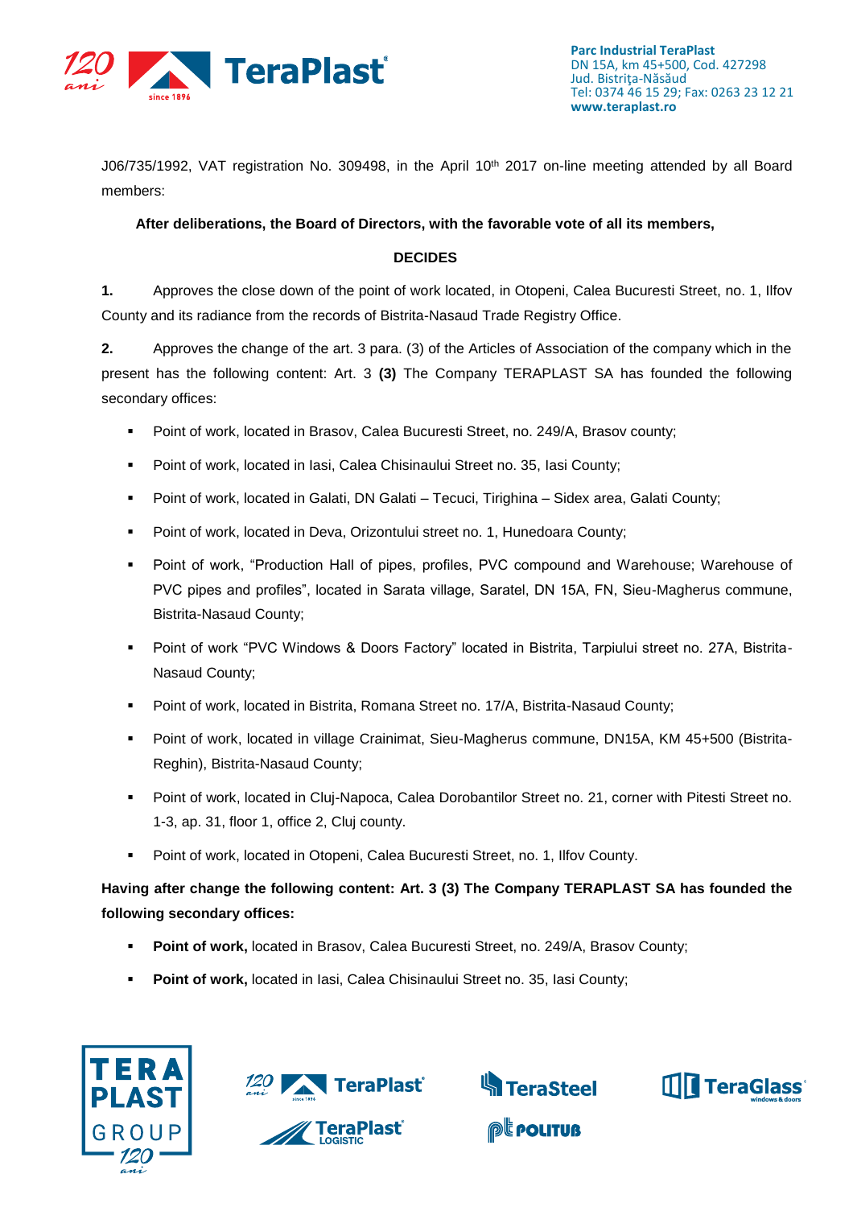J06/735/1992, VAT registration No. 309498, in the April 10th 2017 on-line meeting attended by all Board members:

**After deliberations, the Board of Directors, with the favorable vote of all its members,**

**DECIDES**

**1.** Approves the close down of the point of work located, in Otopeni, Calea Bucuresti Street, no. 1, Ilfov County and its radiance from the records of Bistrita-Nasaud Trade Registry Office.

**2.** Approves the change of the art. 3 para. (3) of the Articles of Association of the company which in the present has the following content: Art. 3 **(3)** The Company TERAPLAST SA has founded the following secondary offices:

- Point of work, located in Brasov, Calea Bucuresti Street, no. 249/A, Brasov county;
- Point of work, located in Iasi, Calea Chisinaului Street no. 35, Iasi County;
- Point of work, located in Galati, DN Galati – Tecuci, Tirighina – Sidex area, Galati County;
- Point of work, located in Deva, Orizontului street no. 1, Hunedoara County;
- Point of work, "Production Hall of pipes, profiles, PVC compound and Warehouse; Warehouse of PVC pipes and profiles", located in Sarata village, Saratel, DN 15A, FN, Sieu-Magherus commune, Bistrita-Nasaud County;
- Point of work "PVC Windows & Doors Factory" located in Bistrita, Tarpiului street no. 27A, Bistrita-Nasaud County;
- Point of work, located in Bistrita, Romana Street no. 17/A, Bistrita-Nasaud County;
- Point of work, located in village Crainimat, Sieu-Magherus commune, DN15A, KM 45+500 (Bistrita-Reghin), Bistrita-Nasaud County;
- Point of work, located in Cluj-Napoca, Calea Dorobantilor Street no. 21, corner with Pitesti Street no. 1-3, ap. 31, floor 1, office 2, Cluj county.
- Point of work, located in Otopeni, Calea Bucuresti Street, no. 1, Ilfov County.

**Having after change the following content: Art. 3 (3) The Company TERAPLAST SA has founded the following secondary offices:**

- **Point of work,** located in Brasov, Calea Bucuresti Street, no. 249/A, Brasov County;
- **Point of work,** located in Iasi, Calea Chisinaului Street no. 35, Iasi County;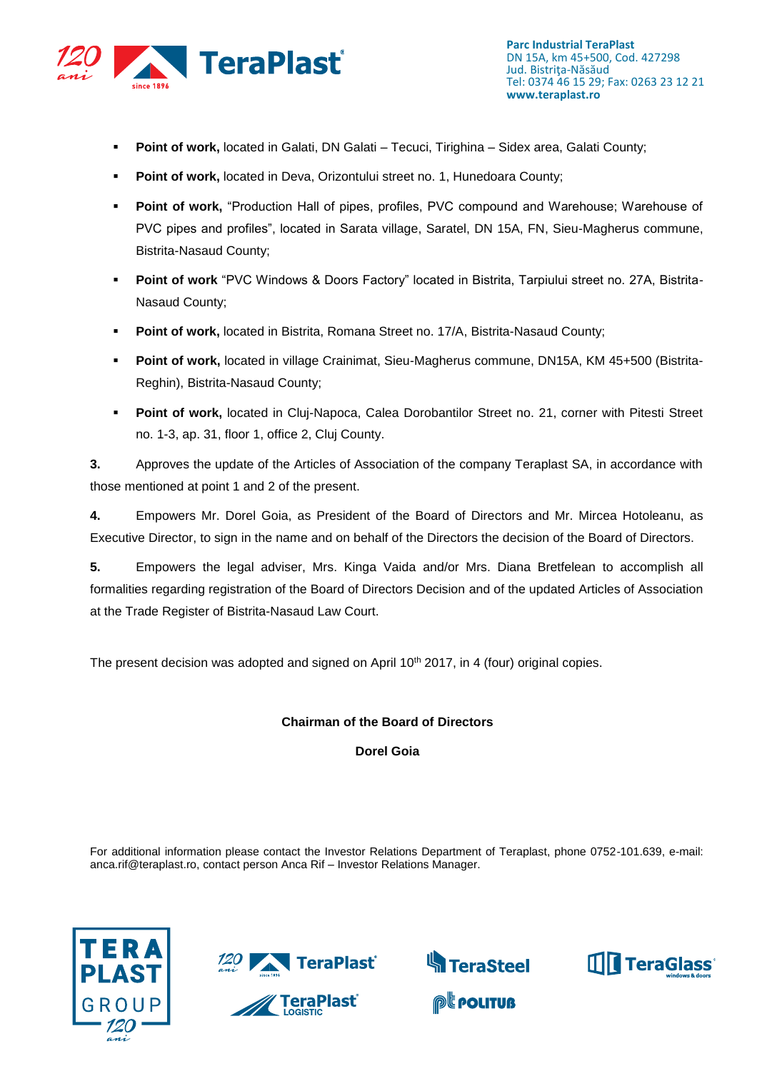- **Point of work,** located in Galati, DN Galati – Tecuci, Tirighina – Sidex area, Galati County;
- **Point of work,** located in Deva, Orizontului street no. 1, Hunedoara County;
- **Point of work,** "Production Hall of pipes, profiles, PVC compound and Warehouse; Warehouse of PVC pipes and profiles", located in Sarata village, Saratel, DN 15A, FN, Sieu-Magherus commune, Bistrita-Nasaud County;
- **Point of work** "PVC Windows & Doors Factory" located in Bistrita, Tarpiului street no. 27A, Bistrita-Nasaud County;
- **Point of work,** located in Bistrita, Romana Street no. 17/A, Bistrita-Nasaud County;
- **Point of work,** located in village Crainimat, Sieu-Magherus commune, DN15A, KM 45+500 (Bistrita-Reghin), Bistrita-Nasaud County;
- **Point of work,** located in Cluj-Napoca, Calea Dorobantilor Street no. 21, corner with Pitesti Street no. 1-3, ap. 31, floor 1, office 2, Cluj County.

**3.** Approves the update of the Articles of Association of the company Teraplast SA, in accordance with those mentioned at point 1 and 2 of the present.

**4.** Empowers Mr. Dorel Goia, as President of the Board of Directors and Mr. Mircea Hotoleanu, as Executive Director, to sign in the name and on behalf of the Directors the decision of the Board of Directors.

**5.** Empowers the legal adviser, Mrs. Kinga Vaida and/or Mrs. Diana Bretfelean to accomplish all formalities regarding registration of the Board of Directors Decision and of the updated Articles of Association at the Trade Register of Bistrita-Nasaud Law Court.

The present decision was adopted and signed on April 10th 2017, in 4 (four) original copies.

**Chairman of the Board of Directors**

**Dorel Goia**

For additional information please contact the Investor Relations Department of Teraplast, phone 0752-101.639, e-mail: anca.rif@teraplast.ro, contact person Anca Rif – Investor Relations Manager.